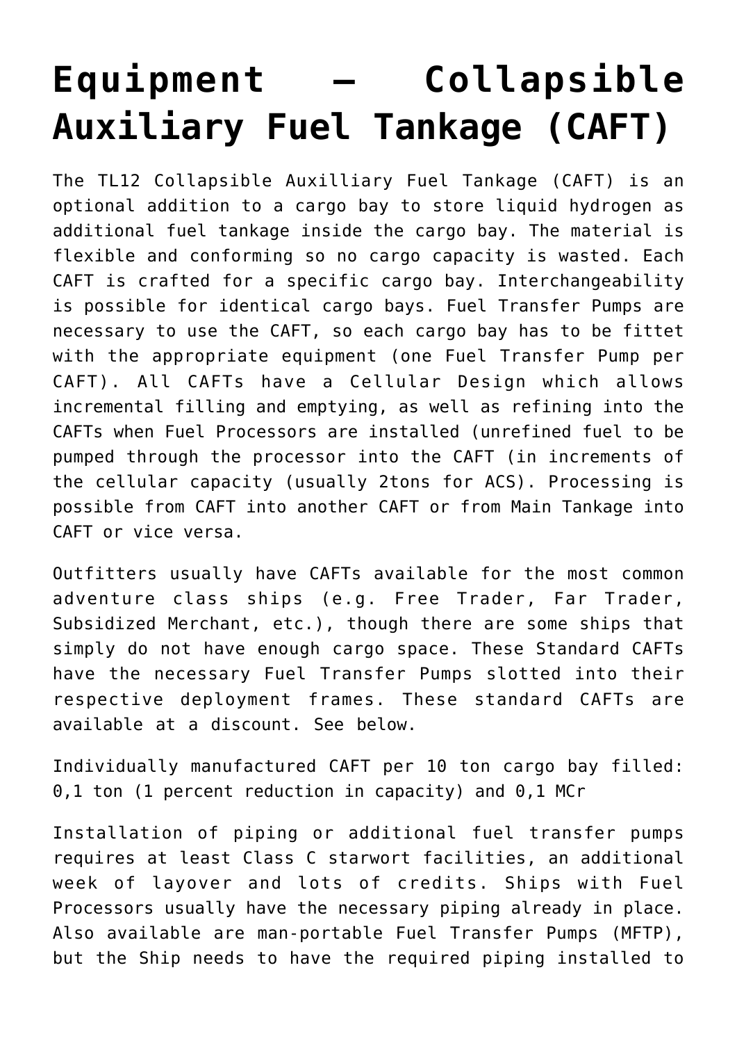# Equipment – Collapsible Auxiliary Fuel Tankage (CAFT)

The TL12 Collapsible Auxilliary Fuel Tankage (CAFT) is an optional addition to a cargo bay to store liquid hydrogen as additional fuel tankage inside the cargo bay. The material is flexible and conforming so no cargo capacity is wasted. Each CAFT is crafted for a specific cargo bay. Interchangeability is possible for identical cargo bays. Fuel Transfer Pumps are necessary to use the CAFT, so each cargo bay has to be fittet with the appropriate equipment (one Fuel Transfer Pump per CAFT). All CAFTs have a Cellular Design which allows incremental filling and emptying, as well as refining into the CAFTs when Fuel Processors are installed (unrefined fuel to be pumped through the processor into the CAFT (in increments of the cellular capacity (usually 2tons for ACS). Processing is possible from CAFT into another CAFT or from Main Tankage into CAFT or vice versa.

Outfitters usually have CAFTs available for the most common adventure class ships (e.g. Free Trader, Far Trader, Subsidized Merchant, etc.), though there are some ships that simply do not have enough cargo space. These Standard CAFTs have the necessary Fuel Transfer Pumps slotted into their respective deployment frames. These standard CAFTs are available at a discount. See below.

Individually manufactured CAFT per 10 ton cargo bay filled: 0,1 ton (1 percent reduction in capacity) and 0,1 MCr

Installation of piping or additional fuel transfer pumps requires at least Class C starwort facilities, an additional week of layover and lots of credits. Ships with Fuel Processors usually have the necessary piping already in place. Also available are man-portable Fuel Transfer Pumps (MFTP), but the Ship needs to have the required piping installed to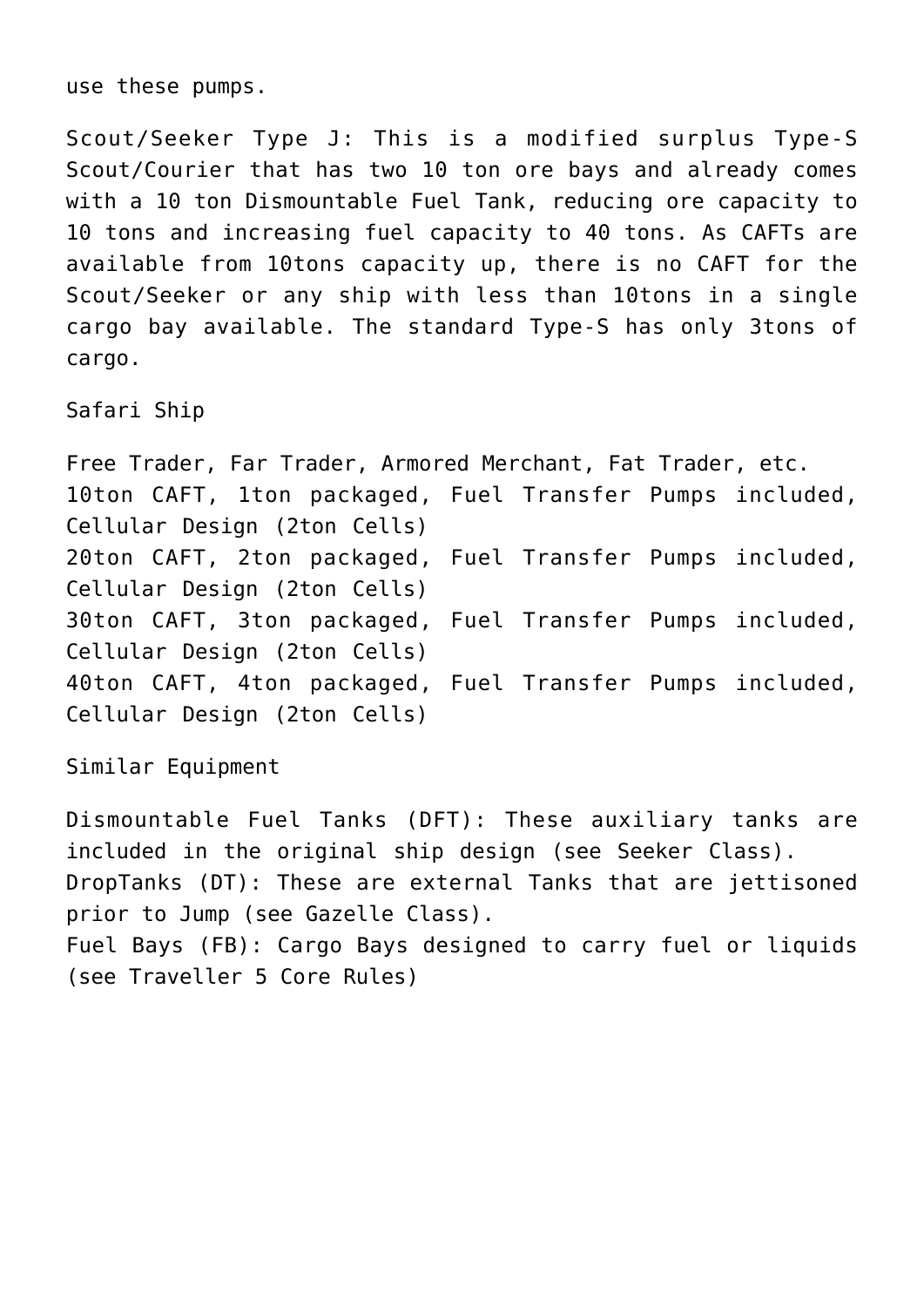use these pumps.

Scout/Seeker Type J: This is a modified surplus Type-S Scout/Courier that has two 10 ton ore bays and already comes with a 10 ton Dismountable Fuel Tank, reducing ore capacity to 10 tons and increasing fuel capacity to 40 tons. As CAFTs are available from 10tons capacity up, there is no CAFT for the Scout/Seeker or any ship with less than 10tons in a single cargo bay available. The standard Type-S has only 3tons of cargo.

Safari Ship

Free Trader, Far Trader, Armored Merchant, Fat Trader, etc.
10ton CAFT, 1ton packaged, Fuel Transfer Pumps included, Cellular Design (2ton Cells)
20ton CAFT, 2ton packaged, Fuel Transfer Pumps included, Cellular Design (2ton Cells)
30ton CAFT, 3ton packaged, Fuel Transfer Pumps included, Cellular Design (2ton Cells)
40ton CAFT, 4ton packaged, Fuel Transfer Pumps included, Cellular Design (2ton Cells)

Similar Equipment

Dismountable Fuel Tanks (DFT): These auxiliary tanks are included in the original ship design (see Seeker Class).
DropTanks (DT): These are external Tanks that are jettisoned prior to Jump (see Gazelle Class).
Fuel Bays (FB): Cargo Bays designed to carry fuel or liquids (see Traveller 5 Core Rules)